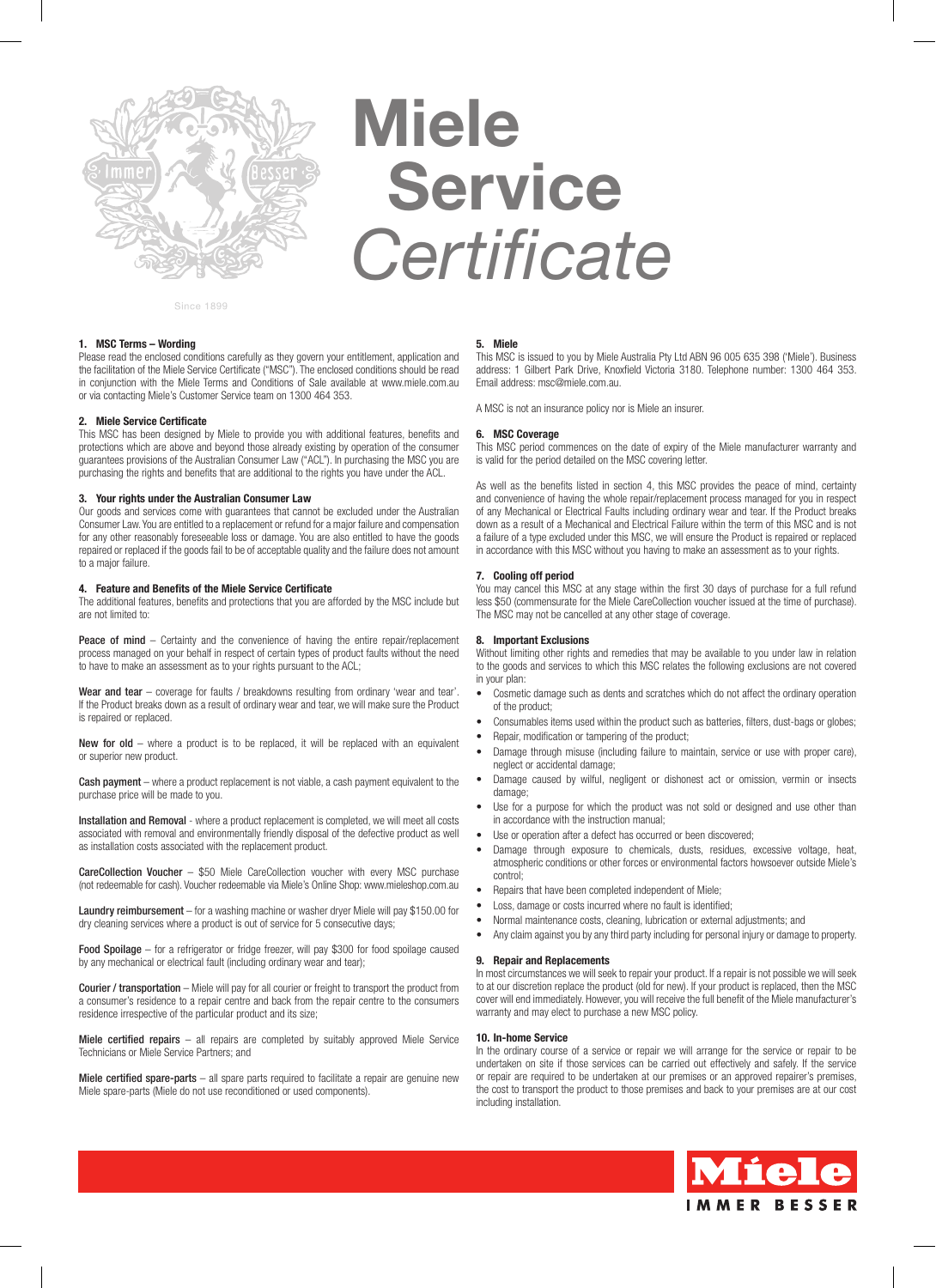# Miele Service *Certificate*

Since 1899

### 1. MSC Terms – Wording

Please read the enclosed conditions carefully as they govern your entitlement, application and the facilitation of the Miele Service Certificate ("MSC"). The enclosed conditions should be read in conjunction with the Miele Terms and Conditions of Sale available at www.miele.com.au or via contacting Miele's Customer Service team on 1300 464 353.

### 2. Miele Service Certificate

This MSC has been designed by Miele to provide you with additional features, benefits and protections which are above and beyond those already existing by operation of the consumer guarantees provisions of the Australian Consumer Law ("ACL"). In purchasing the MSC you are purchasing the rights and benefits that are additional to the rights you have under the ACL.

### 3. Your rights under the Australian Consumer Law

Our goods and services come with guarantees that cannot be excluded under the Australian Consumer Law. You are entitled to a replacement or refund for a major failure and compensation for any other reasonably foreseeable loss or damage. You are also entitled to have the goods repaired or replaced if the goods fail to be of acceptable quality and the failure does not amount to a major failure.

### 4. Feature and Benefits of the Miele Service Certificate

The additional features, benefits and protections that you are afforded by the MSC include but are not limited to:

**Peace of mind** – Certainty and the convenience of having the entire repair/replacement process managed on your behalf in respect of certain types of product faults without the need to have to make an assessment as to your rights pursuant to the ACL;

**Wear and tear** – coverage for faults / breakdowns resulting from ordinary 'wear and tear'. If the Product breaks down as a result of ordinary wear and tear, we will make sure the Product is repaired or replaced.

**New for old** – where a product is to be replaced, it will be replaced with an equivalent or superior new product.

**Cash payment** – where a product replacement is not viable, a cash payment equivalent to the purchase price will be made to you.

**Installation and Removal** - where a product replacement is completed, we will meet all costs associated with removal and environmentally friendly disposal of the defective product as well as installation costs associated with the replacement product.

**CareCollection Voucher** – $50 Miele CareCollection voucher with every MSC purchase (not redeemable for cash). Voucher redeemable via Miele's Online Shop: www.mieleshop.com.au

**Laundry reimbursement** – for a washing machine or washer dryer Miele will pay $150.00 for dry cleaning services where a product is out of service for 5 consecutive days;

**Food Spoilage** – for a refrigerator or fridge freezer, will pay $300 for food spoilage caused by any mechanical or electrical fault (including ordinary wear and tear);

**Courier / transportation** – Miele will pay for all courier or freight to transport the product from a consumer's residence to a repair centre and back from the repair centre to the consumers residence irrespective of the particular product and its size;

**Miele certified repairs** – all repairs are completed by suitably approved Miele Service Technicians or Miele Service Partners; and

**Miele certified spare-parts** – all spare parts required to facilitate a repair are genuine new Miele spare-parts (Miele do not use reconditioned or used components).

### 5. Miele

This MSC is issued to you by Miele Australia Pty Ltd ABN 96 005 635 398 ('Miele'). Business address: 1 Gilbert Park Drive, Knoxfield Victoria 3180. Telephone number: 1300 464 353. Email address: msc@miele.com.au.

A MSC is not an insurance policy nor is Miele an insurer.

### 6. MSC Coverage

This MSC period commences on the date of expiry of the Miele manufacturer warranty and is valid for the period detailed on the MSC covering letter.

As well as the benefits listed in section 4, this MSC provides the peace of mind, certainty and convenience of having the whole repair/replacement process managed for you in respect of any Mechanical or Electrical Faults including ordinary wear and tear. If the Product breaks down as a result of a Mechanical and Electrical Failure within the term of this MSC and is not a failure of a type excluded under this MSC, we will ensure the Product is repaired or replaced in accordance with this MSC without you having to make an assessment as to your rights.

### 7. Cooling off period

You may cancel this MSC at any stage within the first 30 days of purchase for a full refund less $50 (commensurate for the Miele CareCollection voucher issued at the time of purchase). The MSC may not be cancelled at any other stage of coverage.

### 8. Important Exclusions

Without limiting other rights and remedies that may be available to you under law in relation to the goods and services to which this MSC relates the following exclusions are not covered in your plan:

- Cosmetic damage such as dents and scratches which do not affect the ordinary operation of the product;
- Consumables items used within the product such as batteries, filters, dust-bags or globes;
- Repair, modification or tampering of the product;
- Damage through misuse (including failure to maintain, service or use with proper care), neglect or accidental damage;
- Damage caused by wilful, negligent or dishonest act or omission, vermin or insects damage;
- Use for a purpose for which the product was not sold or designed and use other than in accordance with the instruction manual;
- Use or operation after a defect has occurred or been discovered;
- Damage through exposure to chemicals, dusts, residues, excessive voltage, heat, atmospheric conditions or other forces or environmental factors howsoever outside Miele's control;
- Repairs that have been completed independent of Miele;
- Loss, damage or costs incurred where no fault is identified;
- Normal maintenance costs, cleaning, lubrication or external adjustments; and
- Any claim against you by any third party including for personal injury or damage to property.

### 9. Repair and Replacements

In most circumstances we will seek to repair your product. If a repair is not possible we will seek to at our discretion replace the product (old for new). If your product is replaced, then the MSC cover will end immediately. However, you will receive the full benefit of the Miele manufacturer's warranty and may elect to purchase a new MSC policy.

### 10. In-home Service

In the ordinary course of a service or repair we will arrange for the service or repair to be undertaken on site if those services can be carried out effectively and safely. If the service or repair are required to be undertaken at our premises or an approved repairer's premises, the cost to transport the product to those premises and back to your premises are at our cost including installation.

Miele IMMER BESSER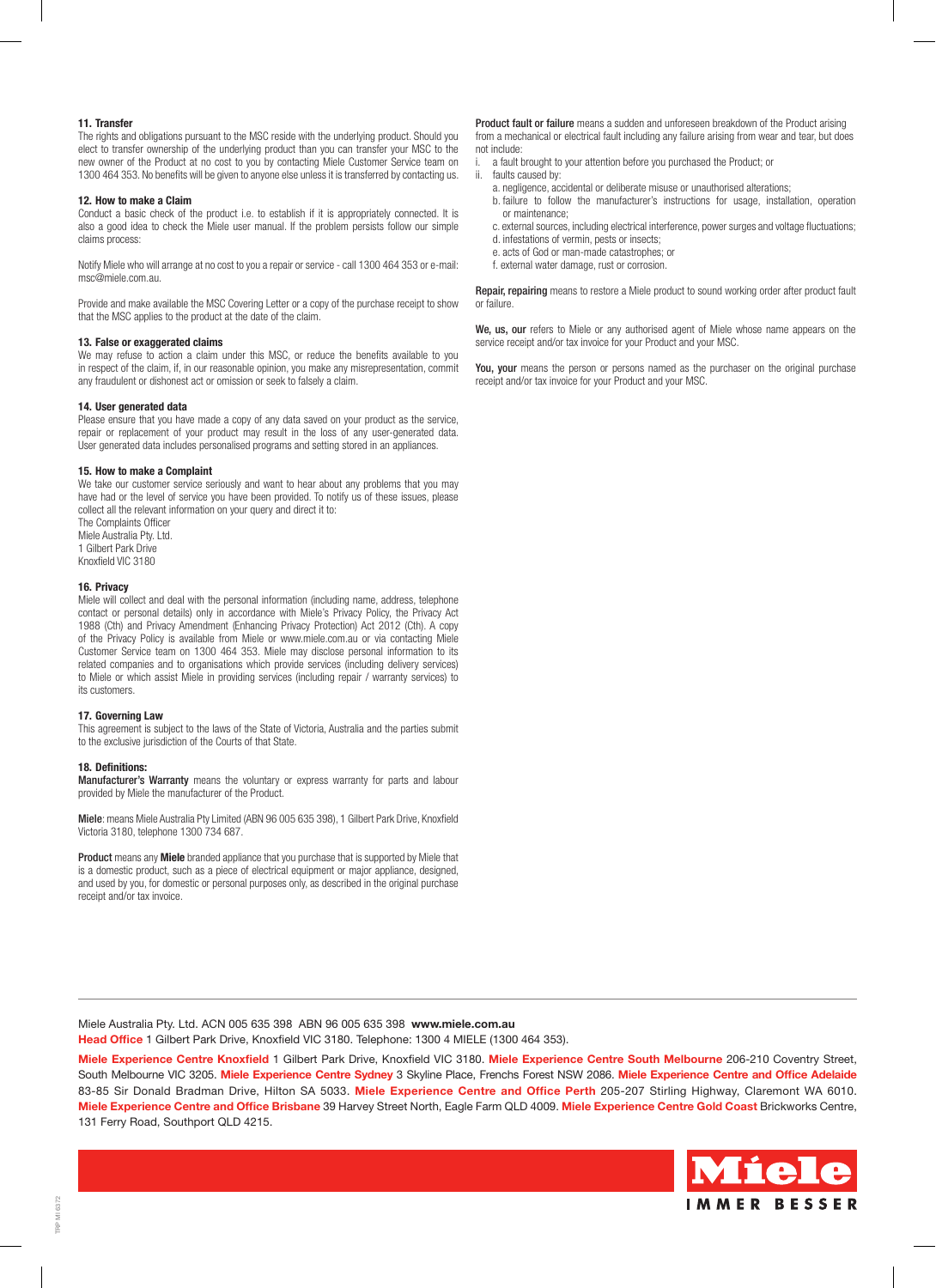#### 11. Transfer

The rights and obligations pursuant to the MSC reside with the underlying product. Should you elect to transfer ownership of the underlying product than you can transfer your MSC to the new owner of the Product at no cost to you by contacting Miele Customer Service team on 1300 464 353. No benefits will be given to anyone else unless it is transferred by contacting us.

#### 12. How to make a Claim

Conduct a basic check of the product i.e. to establish if it is appropriately connected. It is also a good idea to check the Miele user manual. If the problem persists follow our simple claims process:

Notify Miele who will arrange at no cost to you a repair or service - call 1300 464 353 or e-mail: msc@miele.com.au.

Provide and make available the MSC Covering Letter or a copy of the purchase receipt to show that the MSC applies to the product at the date of the claim.

#### 13. False or exaggerated claims

We may refuse to action a claim under this MSC, or reduce the benefits available to you in respect of the claim, if, in our reasonable opinion, you make any misrepresentation, commit any fraudulent or dishonest act or omission or seek to falsely a claim.

#### 14. User generated data

Please ensure that you have made a copy of any data saved on your product as the service, repair or replacement of your product may result in the loss of any user-generated data. User generated data includes personalised programs and setting stored in an appliances.

#### 15. How to make a Complaint

We take our customer service seriously and want to hear about any problems that you may have had or the level of service you have been provided. To notify us of these issues, please collect all the relevant information on your query and direct it to:
The Complaints Officer
Miele Australia Pty. Ltd.
1 Gilbert Park Drive
Knoxfield VIC 3180

#### 16. Privacy

Miele will collect and deal with the personal information (including name, address, telephone contact or personal details) only in accordance with Miele's Privacy Policy, the Privacy Act 1988 (Cth) and Privacy Amendment (Enhancing Privacy Protection) Act 2012 (Cth). A copy of the Privacy Policy is available from Miele or www.miele.com.au or via contacting Miele Customer Service team on 1300 464 353. Miele may disclose personal information to its related companies and to organisations which provide services (including delivery services) to Miele or which assist Miele in providing services (including repair / warranty services) to its customers.

#### 17. Governing Law

This agreement is subject to the laws of the State of Victoria, Australia and the parties submit to the exclusive jurisdiction of the Courts of that State.

#### 18. Definitions:

**Manufacturer's Warranty** means the voluntary or express warranty for parts and labour provided by Miele the manufacturer of the Product.

**Miele**: means Miele Australia Pty Limited (ABN 96 005 635 398), 1 Gilbert Park Drive, Knoxfield Victoria 3180, telephone 1300 734 687.

**Product** means any **Miele** branded appliance that you purchase that is supported by Miele that is a domestic product, such as a piece of electrical equipment or major appliance, designed, and used by you, for domestic or personal purposes only, as described in the original purchase receipt and/or tax invoice.

**Product fault or failure** means a sudden and unforeseen breakdown of the Product arising from a mechanical or electrical fault including any failure arising from wear and tear, but does not include:

i. a fault brought to your attention before you purchased the Product; or
ii. faults caused by:
   a. negligence, accidental or deliberate misuse or unauthorised alterations;
   b. failure to follow the manufacturer's instructions for usage, installation, operation or maintenance;
   c. external sources, including electrical interference, power surges and voltage fluctuations;
   d. infestations of vermin, pests or insects;
   e. acts of God or man-made catastrophes; or
   f. external water damage, rust or corrosion.

**Repair, repairing** means to restore a Miele product to sound working order after product fault or failure.

**We, us, our** refers to Miele or any authorised agent of Miele whose name appears on the service receipt and/or tax invoice for your Product and your MSC.

**You, your** means the person or persons named as the purchaser on the original purchase receipt and/or tax invoice for your Product and your MSC.

---

Miele Australia Pty. Ltd. ACN 005 635 398 ABN 96 005 635 398 **www.miele.com.au**
**Head Office** 1 Gilbert Park Drive, Knoxfield VIC 3180. Telephone: 1300 4 MIELE (1300 464 353).

**Miele Experience Centre Knoxfield** 1 Gilbert Park Drive, Knoxfield VIC 3180. **Miele Experience Centre South Melbourne** 206-210 Coventry Street, South Melbourne VIC 3205. **Miele Experience Centre Sydney** 3 Skyline Place, Frenchs Forest NSW 2086. **Miele Experience Centre and Office Adelaide** 83-85 Sir Donald Bradman Drive, Hilton SA 5033. **Miele Experience Centre and Office Perth** 205-207 Stirling Highway, Claremont WA 6010. **Miele Experience Centre and Office Brisbane** 39 Harvey Street North, Eagle Farm QLD 4009. **Miele Experience Centre Gold Coast** Brickworks Centre, 131 Ferry Road, Southport QLD 4215.

Miele
IMMER BESSER

TRP MI 6372